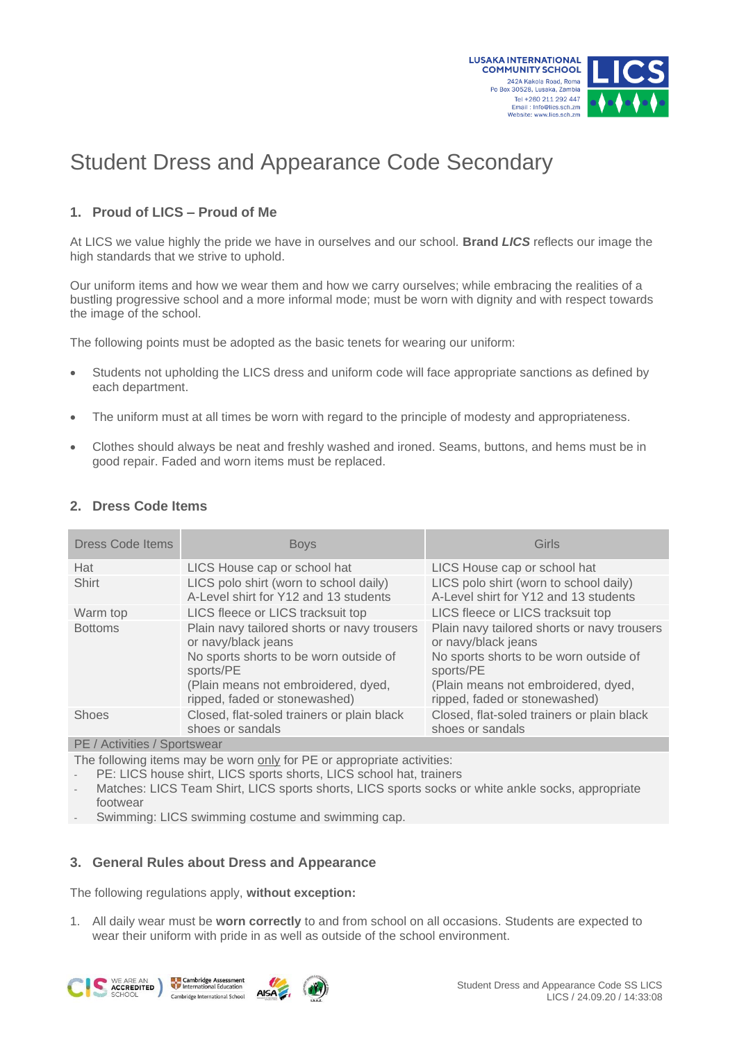# Student Dress and Appearance Code Secondary

## 1. Proud of LICS – Proud of Me

At LICS we value highly the pride we have in ourselves and our school. **Brand *LICS*** reflects our image the high standards that we strive to uphold.

Our uniform items and how we wear them and how we carry ourselves; while embracing the realities of a bustling progressive school and a more informal mode; must be worn with dignity and with respect towards the image of the school.

The following points must be adopted as the basic tenets for wearing our uniform:

- Students not upholding the LICS dress and uniform code will face appropriate sanctions as defined by each department.
- The uniform must at all times be worn with regard to the principle of modesty and appropriateness.
- Clothes should always be neat and freshly washed and ironed. Seams, buttons, and hems must be in good repair. Faded and worn items must be replaced.

## 2. Dress Code Items

| Dress Code Items | Boys | Girls |
|---|---|---|
| Hat | LICS House cap or school hat | LICS House cap or school hat |
| Shirt | LICS polo shirt (worn to school daily)<br>A-Level shirt for Y12 and 13 students | LICS polo shirt (worn to school daily)<br>A-Level shirt for Y12 and 13 students |
| Warm top | LICS fleece or LICS tracksuit top | LICS fleece or LICS tracksuit top |
| Bottoms | Plain navy tailored shorts or navy trousers or navy/black jeans<br>No sports shorts to be worn outside of sports/PE<br>(Plain means not embroidered, dyed, ripped, faded or stonewashed) | Plain navy tailored shorts or navy trousers or navy/black jeans<br>No sports shorts to be worn outside of sports/PE<br>(Plain means not embroidered, dyed, ripped, faded or stonewashed) |
| Shoes | Closed, flat-soled trainers or plain black shoes or sandals | Closed, flat-soled trainers or plain black shoes or sandals |
| PE / Activities / Sportswear | | |
| The following items may be worn only for PE or appropriate activities:<br>- PE: LICS house shirt, LICS sports shorts, LICS school hat, trainers<br>- Matches: LICS Team Shirt, LICS sports shorts, LICS sports socks or white ankle socks, appropriate footwear<br>- Swimming: LICS swimming costume and swimming cap. | | |

## 3. General Rules about Dress and Appearance

The following regulations apply, **without exception:**

1. All daily wear must be **worn correctly** to and from school on all occasions. Students are expected to wear their uniform with pride in as well as outside of the school environment.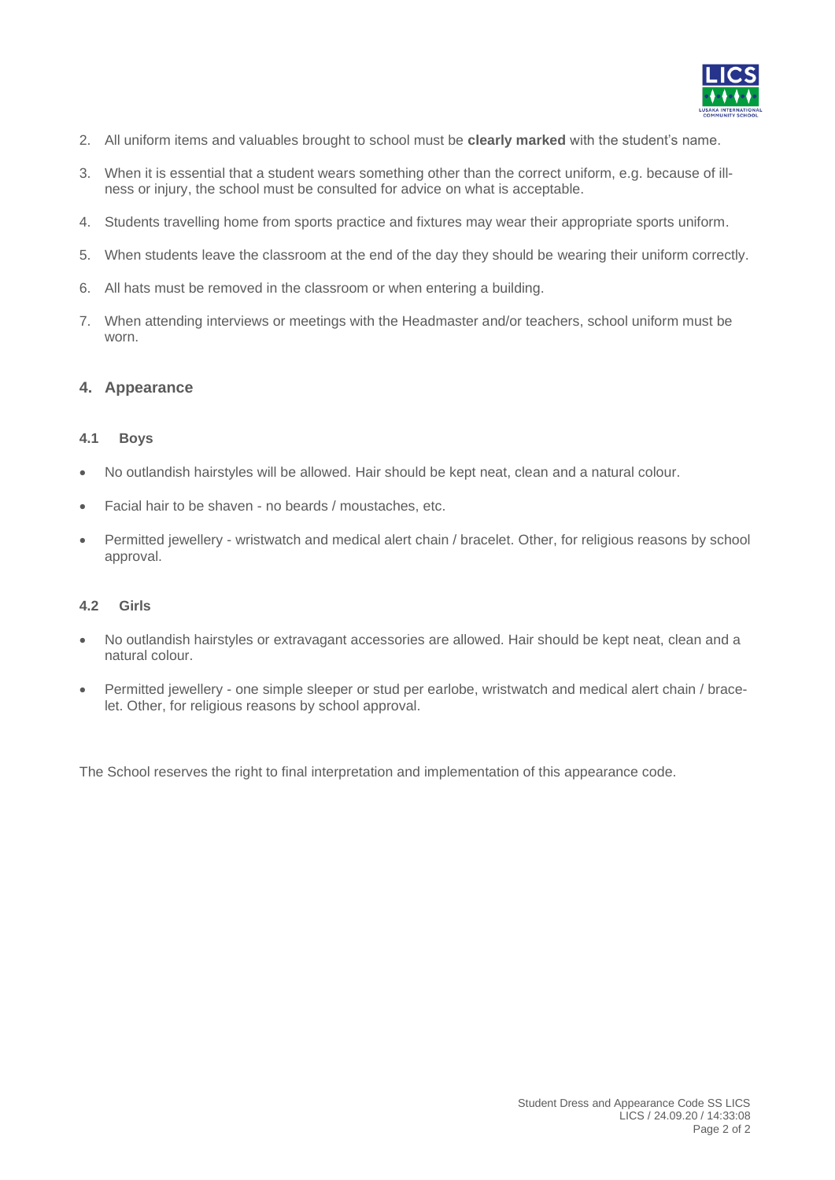2. All uniform items and valuables brought to school must be **clearly marked** with the student's name.
3. When it is essential that a student wears something other than the correct uniform, e.g. because of illness or injury, the school must be consulted for advice on what is acceptable.
4. Students travelling home from sports practice and fixtures may wear their appropriate sports uniform.
5. When students leave the classroom at the end of the day they should be wearing their uniform correctly.
6. All hats must be removed in the classroom or when entering a building.
7. When attending interviews or meetings with the Headmaster and/or teachers, school uniform must be worn.

## 4. Appearance

### 4.1 Boys

- No outlandish hairstyles will be allowed. Hair should be kept neat, clean and a natural colour.
- Facial hair to be shaven - no beards / moustaches, etc.
- Permitted jewellery - wristwatch and medical alert chain / bracelet. Other, for religious reasons by school approval.

### 4.2 Girls

- No outlandish hairstyles or extravagant accessories are allowed. Hair should be kept neat, clean and a natural colour.
- Permitted jewellery - one simple sleeper or stud per earlobe, wristwatch and medical alert chain / bracelet. Other, for religious reasons by school approval.

The School reserves the right to final interpretation and implementation of this appearance code.